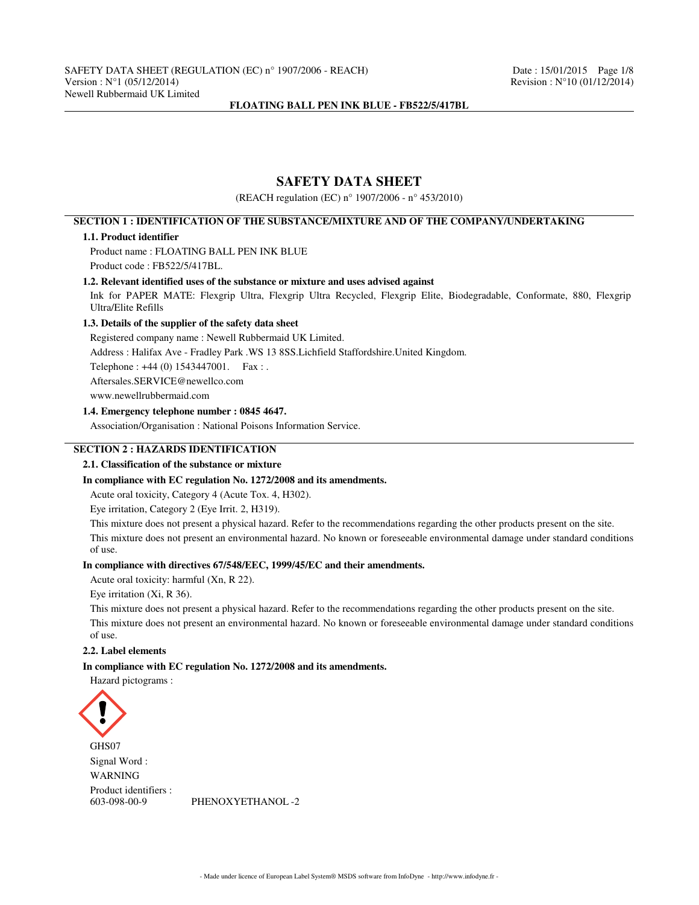# SAFETY DATA SHEET

(REACH regulation (EC) n° 1907/2006 - n° 453/2010)

## SECTION 1 : IDENTIFICATION OF THE SUBSTANCE/MIXTURE AND OF THE COMPANY/UNDERTAKING

### 1.1. Product identifier

Product name : FLOATING BALL PEN INK BLUE

Product code : FB522/5/417BL.

### 1.2. Relevant identified uses of the substance or mixture and uses advised against

Ink for PAPER MATE: Flexgrip Ultra, Flexgrip Ultra Recycled, Flexgrip Elite, Biodegradable, Conformate, 880, Flexgrip Ultra/Elite Refills

### 1.3. Details of the supplier of the safety data sheet

Registered company name : Newell Rubbermaid UK Limited.

Address : Halifax Ave - Fradley Park .WS 13 8SS.Lichfield Staffordshire.United Kingdom.

Telephone : +44 (0) 1543447001.    Fax : .

Aftersales.SERVICE@newellco.com

www.newellrubbermaid.com

### 1.4. Emergency telephone number : 0845 4647.

Association/Organisation : National Poisons Information Service.

## SECTION 2 : HAZARDS IDENTIFICATION

### 2.1. Classification of the substance or mixture

**In compliance with EC regulation No. 1272/2008 and its amendments.**

Acute oral toxicity, Category 4 (Acute Tox. 4, H302).

Eye irritation, Category 2 (Eye Irrit. 2, H319).

This mixture does not present a physical hazard. Refer to the recommendations regarding the other products present on the site.

This mixture does not present an environmental hazard. No known or foreseeable environmental damage under standard conditions of use.

**In compliance with directives 67/548/EEC, 1999/45/EC and their amendments.**

Acute oral toxicity: harmful (Xn, R 22).

Eye irritation (Xi, R 36).

This mixture does not present a physical hazard. Refer to the recommendations regarding the other products present on the site.

This mixture does not present an environmental hazard. No known or foreseeable environmental damage under standard conditions of use.

### 2.2. Label elements

**In compliance with EC regulation No. 1272/2008 and its amendments.**

Hazard pictograms :

GHS07

Signal Word :

WARNING

Product identifiers :

603-098-00-9    PHENOXYETHANOL -2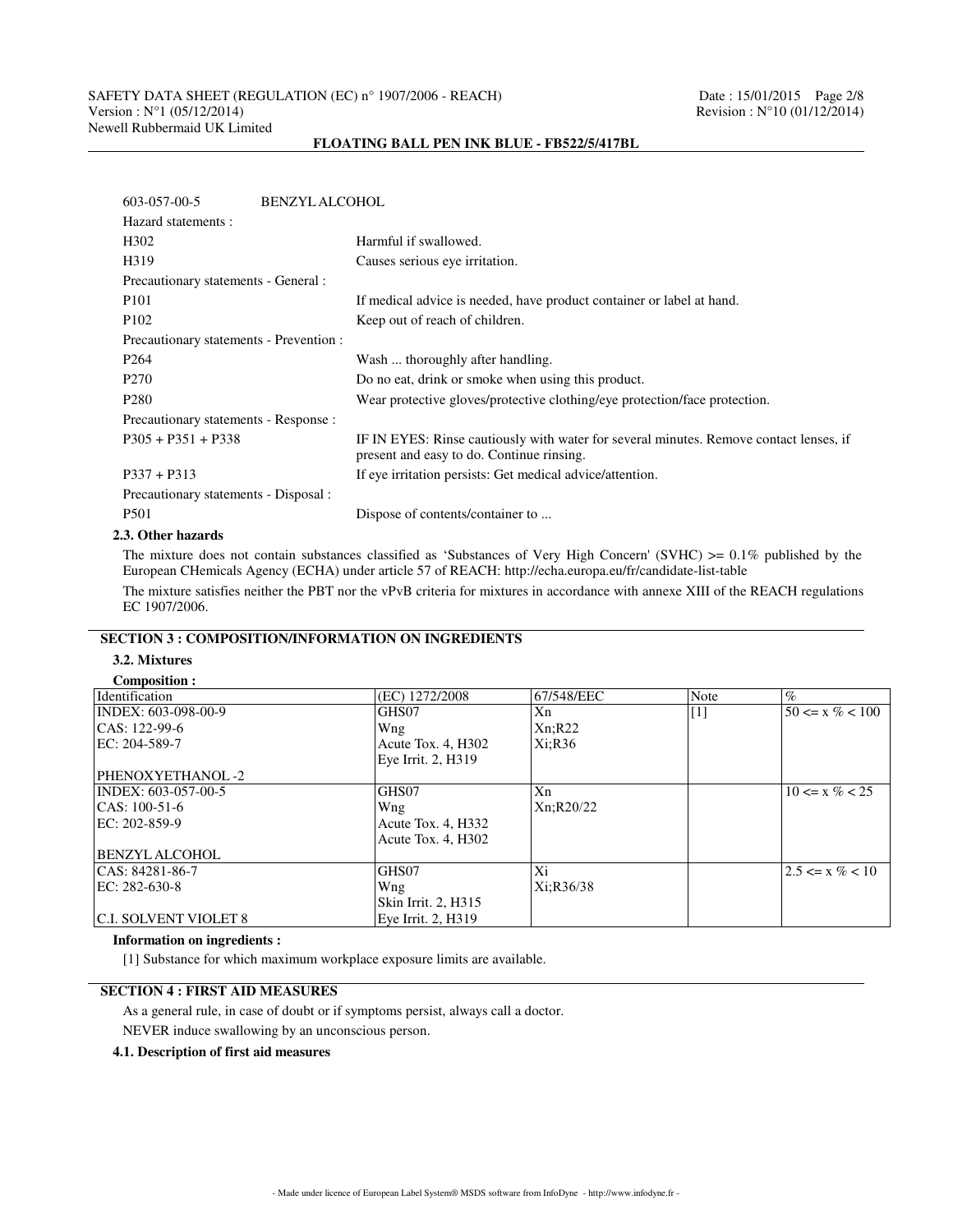603-057-00-5 BENZYL ALCOHOL

Hazard statements :

| | |
|---|---|
| H302 | Harmful if swallowed. |
| H319 | Causes serious eye irritation. |
| Precautionary statements - General : | |
| P101 | If medical advice is needed, have product container or label at hand. |
| P102 | Keep out of reach of children. |
| Precautionary statements - Prevention : | |
| P264 | Wash ... thoroughly after handling. |
| P270 | Do no eat, drink or smoke when using this product. |
| P280 | Wear protective gloves/protective clothing/eye protection/face protection. |
| Precautionary statements - Response : | |
| P305 + P351 + P338 | IF IN EYES: Rinse cautiously with water for several minutes. Remove contact lenses, if present and easy to do. Continue rinsing. |
| P337 + P313 | If eye irritation persists: Get medical advice/attention. |
| Precautionary statements - Disposal : | |
| P501 | Dispose of contents/container to ... |

### 2.3. Other hazards

The mixture does not contain substances classified as 'Substances of Very High Concern' (SVHC) >= 0.1% published by the European CHemicals Agency (ECHA) under article 57 of REACH: http://echa.europa.eu/fr/candidate-list-table

The mixture satisfies neither the PBT nor the vPvB criteria for mixtures in accordance with annexe XIII of the REACH regulations EC 1907/2006.

## SECTION 3 : COMPOSITION/INFORMATION ON INGREDIENTS

### 3.2. Mixtures

**Composition :**

| Identification | (EC) 1272/2008 | 67/548/EEC | Note | % |
|---|---|---|---|---|
| INDEX: 603-098-00-9<br>CAS: 122-99-6<br>EC: 204-589-7<br><br>PHENOXYETHANOL -2 | GHS07<br>Wng<br>Acute Tox. 4, H302<br>Eye Irrit. 2, H319 | Xn<br>Xn;R22<br>Xi;R36 | [1] | 50 <= x % < 100 |
| INDEX: 603-057-00-5<br>CAS: 100-51-6<br>EC: 202-859-9<br><br>BENZYL ALCOHOL | GHS07<br>Wng<br>Acute Tox. 4, H332<br>Acute Tox. 4, H302 | Xn<br>Xn;R20/22 | | 10 <= x % < 25 |
| CAS: 84281-86-7<br>EC: 282-630-8<br><br>C.I. SOLVENT VIOLET 8 | GHS07<br>Wng<br>Skin Irrit. 2, H315<br>Eye Irrit. 2, H319 | Xi<br>Xi;R36/38 | | 2.5 <= x % < 10 |

**Information on ingredients :**

[1] Substance for which maximum workplace exposure limits are available.

## SECTION 4 : FIRST AID MEASURES

As a general rule, in case of doubt or if symptoms persist, always call a doctor.

NEVER induce swallowing by an unconscious person.

### 4.1. Description of first aid measures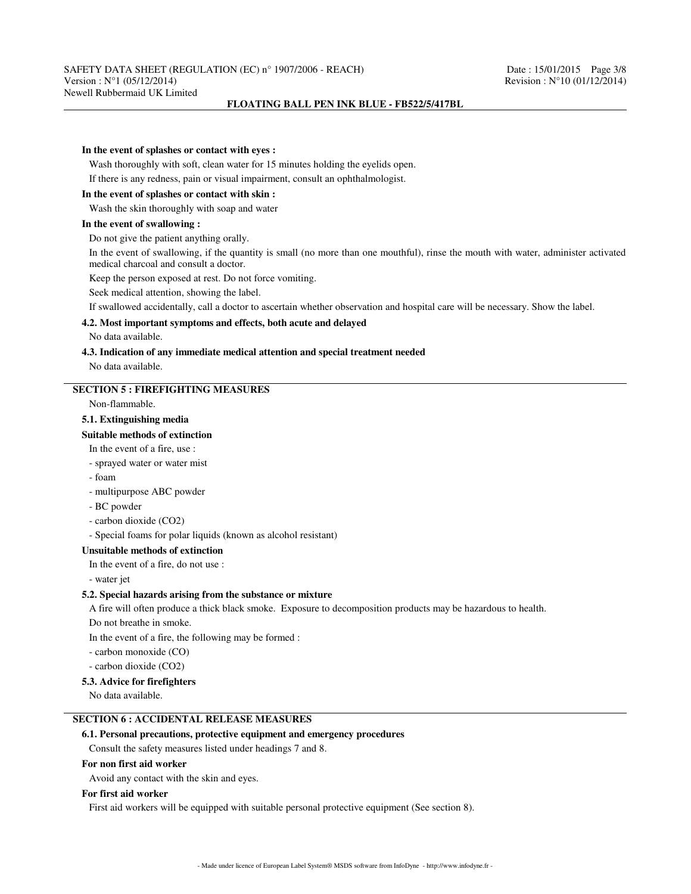**In the event of splashes or contact with eyes :**

Wash thoroughly with soft, clean water for 15 minutes holding the eyelids open.

If there is any redness, pain or visual impairment, consult an ophthalmologist.

**In the event of splashes or contact with skin :**

Wash the skin thoroughly with soap and water

**In the event of swallowing :**

Do not give the patient anything orally.

In the event of swallowing, if the quantity is small (no more than one mouthful), rinse the mouth with water, administer activated medical charcoal and consult a doctor.

Keep the person exposed at rest. Do not force vomiting.

Seek medical attention, showing the label.

If swallowed accidentally, call a doctor to ascertain whether observation and hospital care will be necessary. Show the label.

### 4.2. Most important symptoms and effects, both acute and delayed

No data available.

### 4.3. Indication of any immediate medical attention and special treatment needed

No data available.

## SECTION 5 : FIREFIGHTING MEASURES

Non-flammable.

### 5.1. Extinguishing media

**Suitable methods of extinction**

In the event of a fire, use :

- sprayed water or water mist
- foam
- multipurpose ABC powder
- BC powder
- carbon dioxide ($CO_2$)
- Special foams for polar liquids (known as alcohol resistant)

**Unsuitable methods of extinction**

In the event of a fire, do not use :

- water jet

### 5.2. Special hazards arising from the substance or mixture

A fire will often produce a thick black smoke. Exposure to decomposition products may be hazardous to health.

Do not breathe in smoke.

In the event of a fire, the following may be formed :

- carbon monoxide (CO)
- carbon dioxide ($CO_2$)

### 5.3. Advice for firefighters

No data available.

## SECTION 6 : ACCIDENTAL RELEASE MEASURES

### 6.1. Personal precautions, protective equipment and emergency procedures

Consult the safety measures listed under headings 7 and 8.

**For non first aid worker**

Avoid any contact with the skin and eyes.

**For first aid worker**

First aid workers will be equipped with suitable personal protective equipment (See section 8).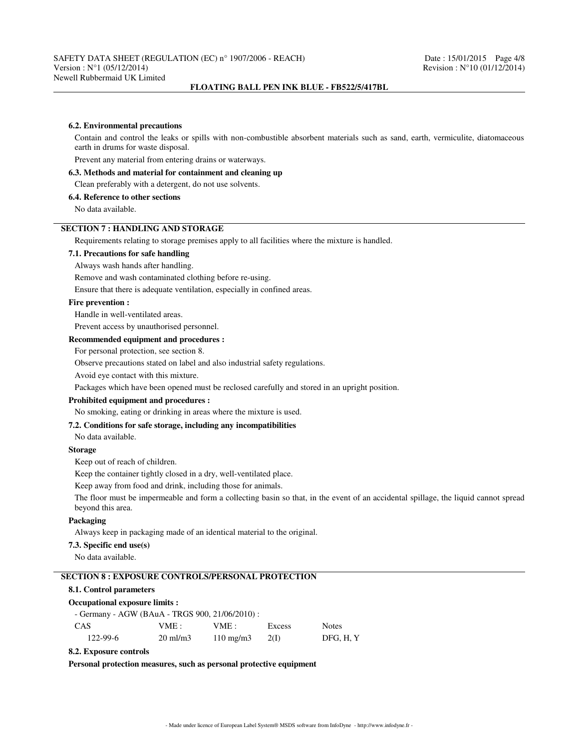#### 6.2. Environmental precautions

Contain and control the leaks or spills with non-combustible absorbent materials such as sand, earth, vermiculite, diatomaceous earth in drums for waste disposal.

Prevent any material from entering drains or waterways.

#### 6.3. Methods and material for containment and cleaning up

Clean preferably with a detergent, do not use solvents.

#### 6.4. Reference to other sections

No data available.

## SECTION 7 : HANDLING AND STORAGE

Requirements relating to storage premises apply to all facilities where the mixture is handled.

#### 7.1. Precautions for safe handling

Always wash hands after handling.

Remove and wash contaminated clothing before re-using.

Ensure that there is adequate ventilation, especially in confined areas.

**Fire prevention :**

Handle in well-ventilated areas.

Prevent access by unauthorised personnel.

**Recommended equipment and procedures :**

For personal protection, see section 8.

Observe precautions stated on label and also industrial safety regulations.

Avoid eye contact with this mixture.

Packages which have been opened must be reclosed carefully and stored in an upright position.

**Prohibited equipment and procedures :**

No smoking, eating or drinking in areas where the mixture is used.

#### 7.2. Conditions for safe storage, including any incompatibilities

No data available.

**Storage**

Keep out of reach of children.

Keep the container tightly closed in a dry, well-ventilated place.

Keep away from food and drink, including those for animals.

The floor must be impermeable and form a collecting basin so that, in the event of an accidental spillage, the liquid cannot spread beyond this area.

**Packaging**

Always keep in packaging made of an identical material to the original.

#### 7.3. Specific end use(s)

No data available.

## SECTION 8 : EXPOSURE CONTROLS/PERSONAL PROTECTION

#### 8.1. Control parameters

**Occupational exposure limits :**

- Germany - AGW (BAuA - TRGS 900, 21/06/2010) :

| CAS | VME : | VME : | Excess | Notes |
|---|---|---|---|---|
| 122-99-6 | 20 ml/m3 | 110 mg/m3 | 2(I) | DFG, H, Y |

#### 8.2. Exposure controls

**Personal protection measures, such as personal protective equipment**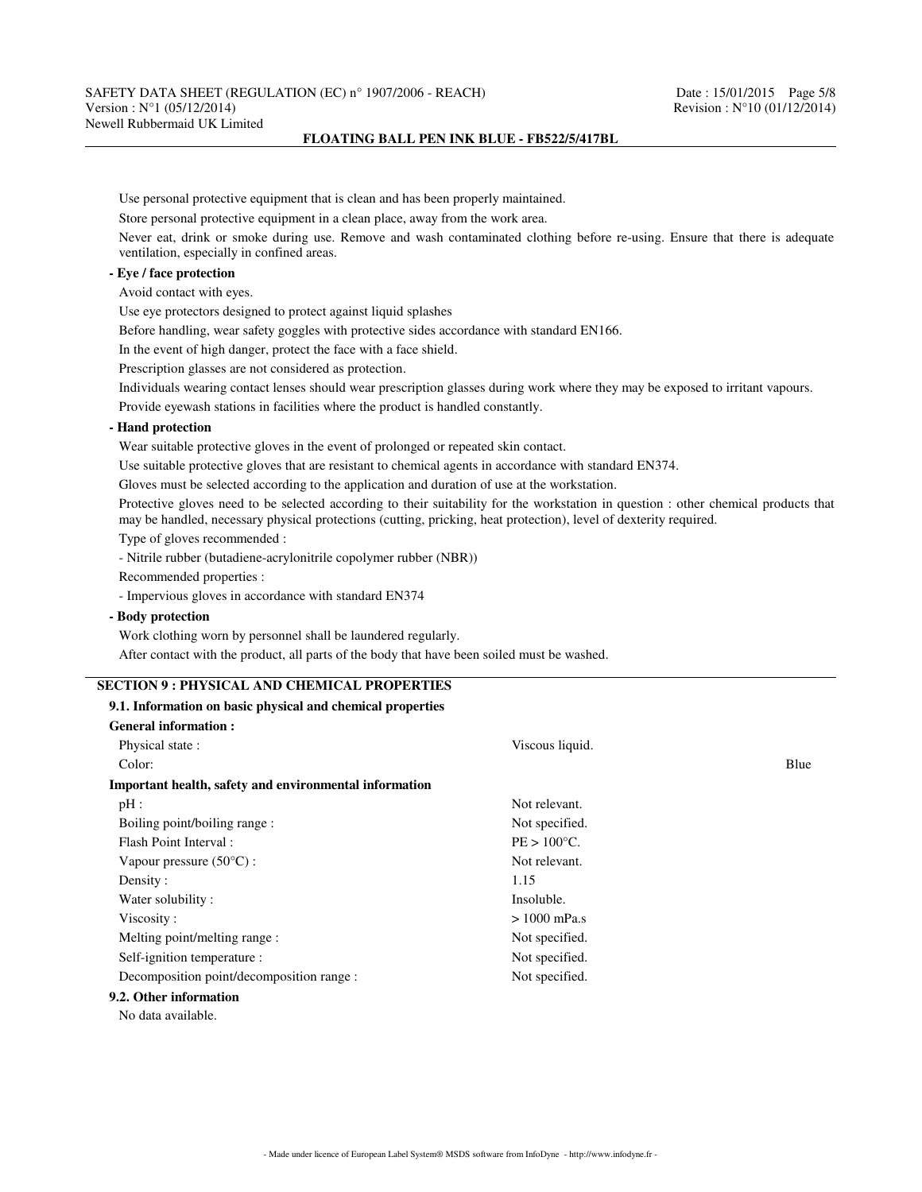Use personal protective equipment that is clean and has been properly maintained.

Store personal protective equipment in a clean place, away from the work area.

Never eat, drink or smoke during use. Remove and wash contaminated clothing before re-using. Ensure that there is adequate ventilation, especially in confined areas.

**- Eye / face protection**

Avoid contact with eyes.

Use eye protectors designed to protect against liquid splashes

Before handling, wear safety goggles with protective sides accordance with standard EN166.

In the event of high danger, protect the face with a face shield.

Prescription glasses are not considered as protection.

Individuals wearing contact lenses should wear prescription glasses during work where they may be exposed to irritant vapours.

Provide eyewash stations in facilities where the product is handled constantly.

**- Hand protection**

Wear suitable protective gloves in the event of prolonged or repeated skin contact.

Use suitable protective gloves that are resistant to chemical agents in accordance with standard EN374.

Gloves must be selected according to the application and duration of use at the workstation.

Protective gloves need to be selected according to their suitability for the workstation in question : other chemical products that may be handled, necessary physical protections (cutting, pricking, heat protection), level of dexterity required.

Type of gloves recommended :

- Nitrile rubber (butadiene-acrylonitrile copolymer rubber (NBR))

Recommended properties :

- Impervious gloves in accordance with standard EN374

**- Body protection**

Work clothing worn by personnel shall be laundered regularly.

After contact with the product, all parts of the body that have been soiled must be washed.

## SECTION 9 : PHYSICAL AND CHEMICAL PROPERTIES

### 9.1. Information on basic physical and chemical properties

**General information :**

| | |
|---|---|
| Physical state : | Viscous liquid. |
| Color: | Blue |

**Important health, safety and environmental information**

| | |
|---|---|
| pH : | Not relevant. |
| Boiling point/boiling range : | Not specified. |
| Flash Point Interval : | PE > 100°C. |
| Vapour pressure (50°C) : | Not relevant. |
| Density : | 1.15 |
| Water solubility : | Insoluble. |
| Viscosity : | > 1000 mPa.s |
| Melting point/melting range : | Not specified. |
| Self-ignition temperature : | Not specified. |
| Decomposition point/decomposition range : | Not specified. |

### 9.2. Other information

No data available.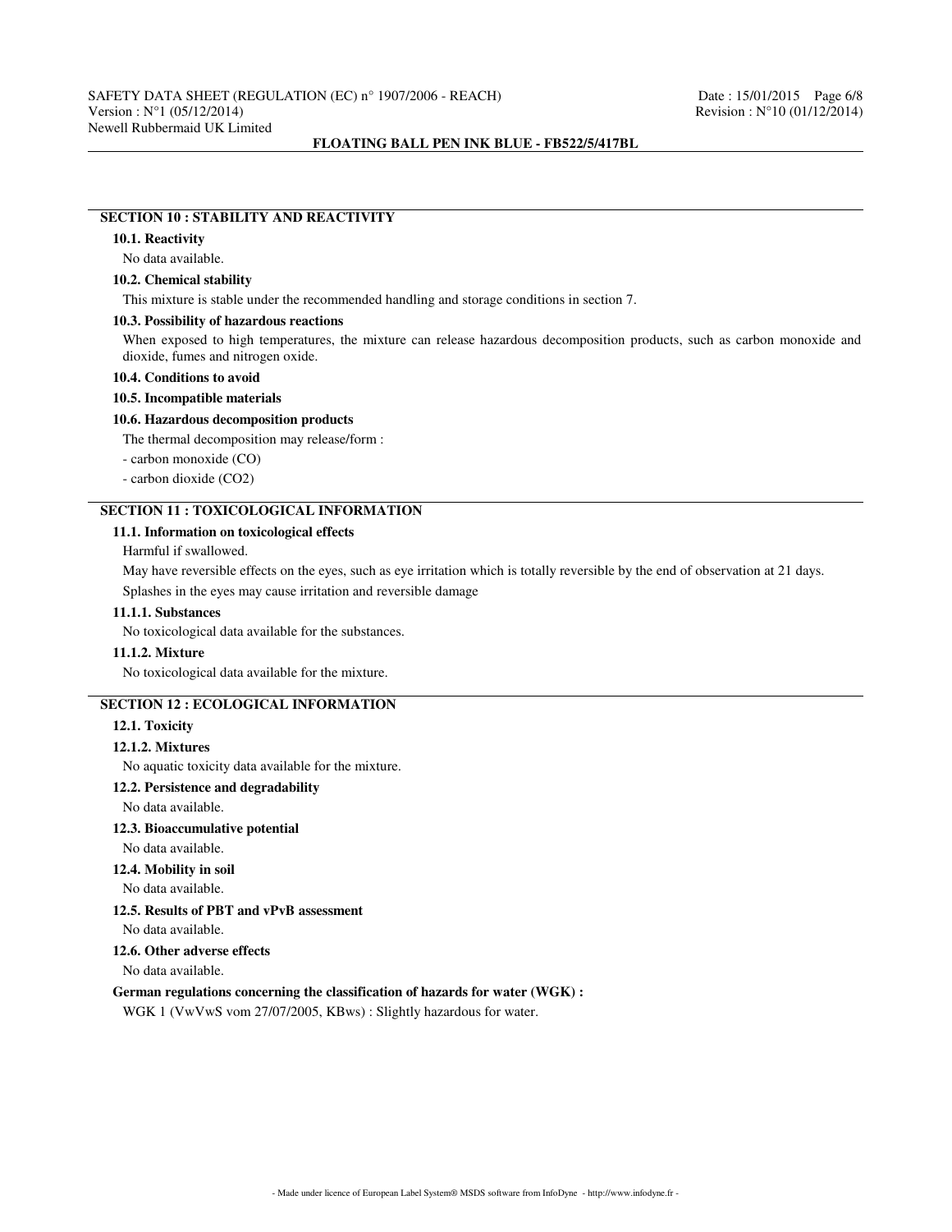## SECTION 10 : STABILITY AND REACTIVITY

### 10.1. Reactivity

No data available.

### 10.2. Chemical stability

This mixture is stable under the recommended handling and storage conditions in section 7.

### 10.3. Possibility of hazardous reactions

When exposed to high temperatures, the mixture can release hazardous decomposition products, such as carbon monoxide and dioxide, fumes and nitrogen oxide.

### 10.4. Conditions to avoid

### 10.5. Incompatible materials

### 10.6. Hazardous decomposition products

The thermal decomposition may release/form :

- carbon monoxide (CO)
- carbon dioxide ($CO_2$)

## SECTION 11 : TOXICOLOGICAL INFORMATION

### 11.1. Information on toxicological effects

Harmful if swallowed.

May have reversible effects on the eyes, such as eye irritation which is totally reversible by the end of observation at 21 days.

Splashes in the eyes may cause irritation and reversible damage

### 11.1.1. Substances

No toxicological data available for the substances.

### 11.1.2. Mixture

No toxicological data available for the mixture.

## SECTION 12 : ECOLOGICAL INFORMATION

### 12.1. Toxicity

### 12.1.2. Mixtures

No aquatic toxicity data available for the mixture.

### 12.2. Persistence and degradability

No data available.

### 12.3. Bioaccumulative potential

No data available.

### 12.4. Mobility in soil

No data available.

### 12.5. Results of PBT and vPvB assessment

No data available.

### 12.6. Other adverse effects

No data available.

**German regulations concerning the classification of hazards for water (WGK) :**

WGK 1 (VwVwS vom 27/07/2005, KBws) : Slightly hazardous for water.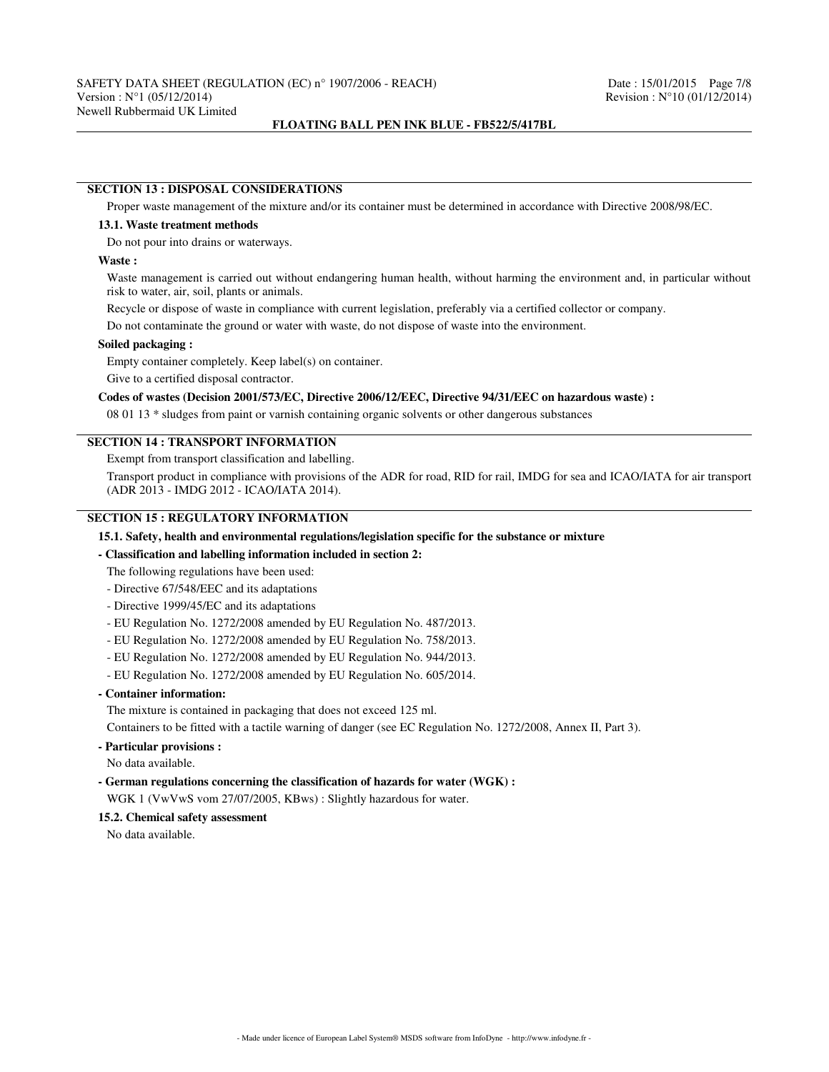## SECTION 13 : DISPOSAL CONSIDERATIONS

Proper waste management of the mixture and/or its container must be determined in accordance with Directive 2008/98/EC.

### 13.1. Waste treatment methods

Do not pour into drains or waterways.

**Waste :**

Waste management is carried out without endangering human health, without harming the environment and, in particular without risk to water, air, soil, plants or animals.

Recycle or dispose of waste in compliance with current legislation, preferably via a certified collector or company.

Do not contaminate the ground or water with waste, do not dispose of waste into the environment.

**Soiled packaging :**

Empty container completely. Keep label(s) on container.

Give to a certified disposal contractor.

**Codes of wastes (Decision 2001/573/EC, Directive 2006/12/EEC, Directive 94/31/EEC on hazardous waste) :**

08 01 13 * sludges from paint or varnish containing organic solvents or other dangerous substances

## SECTION 14 : TRANSPORT INFORMATION

Exempt from transport classification and labelling.

Transport product in compliance with provisions of the ADR for road, RID for rail, IMDG for sea and ICAO/IATA for air transport (ADR 2013 - IMDG 2012 - ICAO/IATA 2014).

## SECTION 15 : REGULATORY INFORMATION

### 15.1. Safety, health and environmental regulations/legislation specific for the substance or mixture

**- Classification and labelling information included in section 2:**

The following regulations have been used:

- Directive 67/548/EEC and its adaptations
- Directive 1999/45/EC and its adaptations
- EU Regulation No. 1272/2008 amended by EU Regulation No. 487/2013.
- EU Regulation No. 1272/2008 amended by EU Regulation No. 758/2013.
- EU Regulation No. 1272/2008 amended by EU Regulation No. 944/2013.
- EU Regulation No. 1272/2008 amended by EU Regulation No. 605/2014.

**- Container information:**

The mixture is contained in packaging that does not exceed 125 ml.

Containers to be fitted with a tactile warning of danger (see EC Regulation No. 1272/2008, Annex II, Part 3).

**- Particular provisions :**

No data available.

**- German regulations concerning the classification of hazards for water (WGK) :**

WGK 1 (VwVwS vom 27/07/2005, KBws) : Slightly hazardous for water.

### 15.2. Chemical safety assessment

No data available.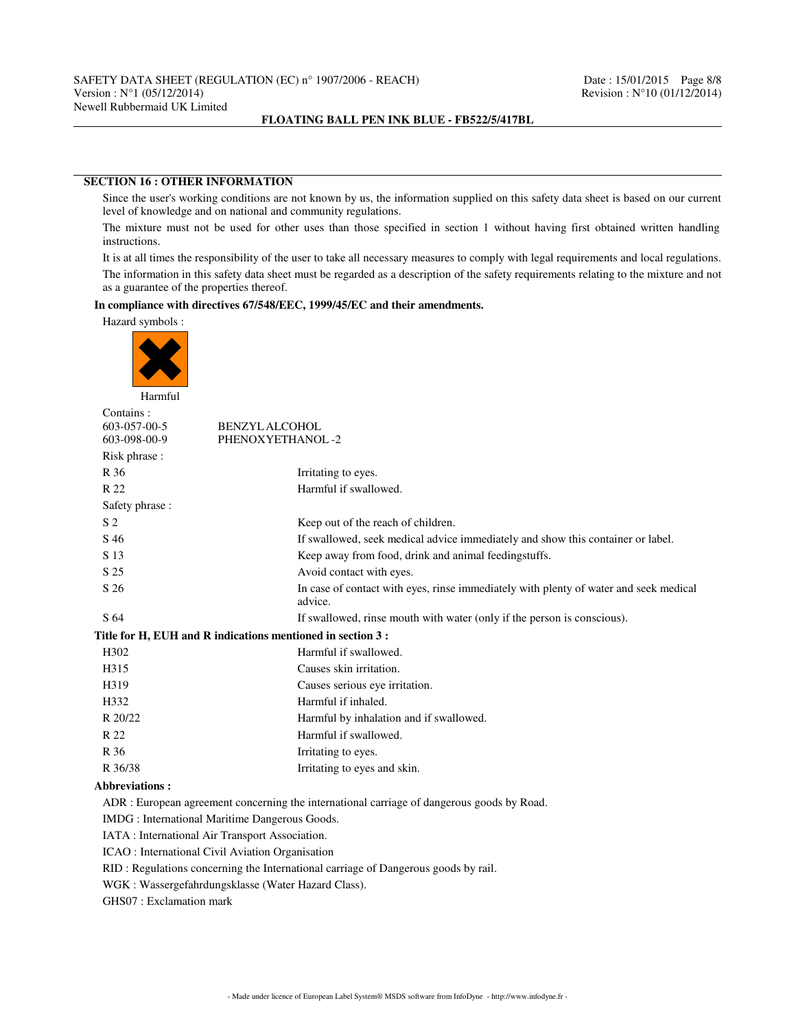## SECTION 16 : OTHER INFORMATION

Since the user's working conditions are not known by us, the information supplied on this safety data sheet is based on our current level of knowledge and on national and community regulations.

The mixture must not be used for other uses than those specified in section 1 without having first obtained written handling instructions.

It is at all times the responsibility of the user to take all necessary measures to comply with legal requirements and local regulations.

The information in this safety data sheet must be regarded as a description of the safety requirements relating to the mixture and not as a guarantee of the properties thereof.

**In compliance with directives 67/548/EEC, 1999/45/EC and their amendments.**

Hazard symbols :

Harmful

Contains :

| | |
|---|---|
| 603-057-00-5 | BENZYL ALCOHOL |
| 603-098-00-9 | PHENOXYETHANOL -2 |

Risk phrase :

| | |
|---|---|
| R 36 | Irritating to eyes. |
| R 22 | Harmful if swallowed. |

Safety phrase :

| | |
|---|---|
| S 2 | Keep out of the reach of children. |
| S 46 | If swallowed, seek medical advice immediately and show this container or label. |
| S 13 | Keep away from food, drink and animal feedingstuffs. |
| S 25 | Avoid contact with eyes. |
| S 26 | In case of contact with eyes, rinse immediately with plenty of water and seek medical advice. |
| S 64 | If swallowed, rinse mouth with water (only if the person is conscious). |

**Title for H, EUH and R indications mentioned in section 3 :**

| | |
|---|---|
| H302 | Harmful if swallowed. |
| H315 | Causes skin irritation. |
| H319 | Causes serious eye irritation. |
| H332 | Harmful if inhaled. |
| R 20/22 | Harmful by inhalation and if swallowed. |
| R 22 | Harmful if swallowed. |
| R 36 | Irritating to eyes. |
| R 36/38 | Irritating to eyes and skin. |

**Abbreviations :**

ADR : European agreement concerning the international carriage of dangerous goods by Road.

IMDG : International Maritime Dangerous Goods.

IATA : International Air Transport Association.

ICAO : International Civil Aviation Organisation

RID : Regulations concerning the International carriage of Dangerous goods by rail.

WGK : Wassergefahrdungsklasse (Water Hazard Class).

GHS07 : Exclamation mark